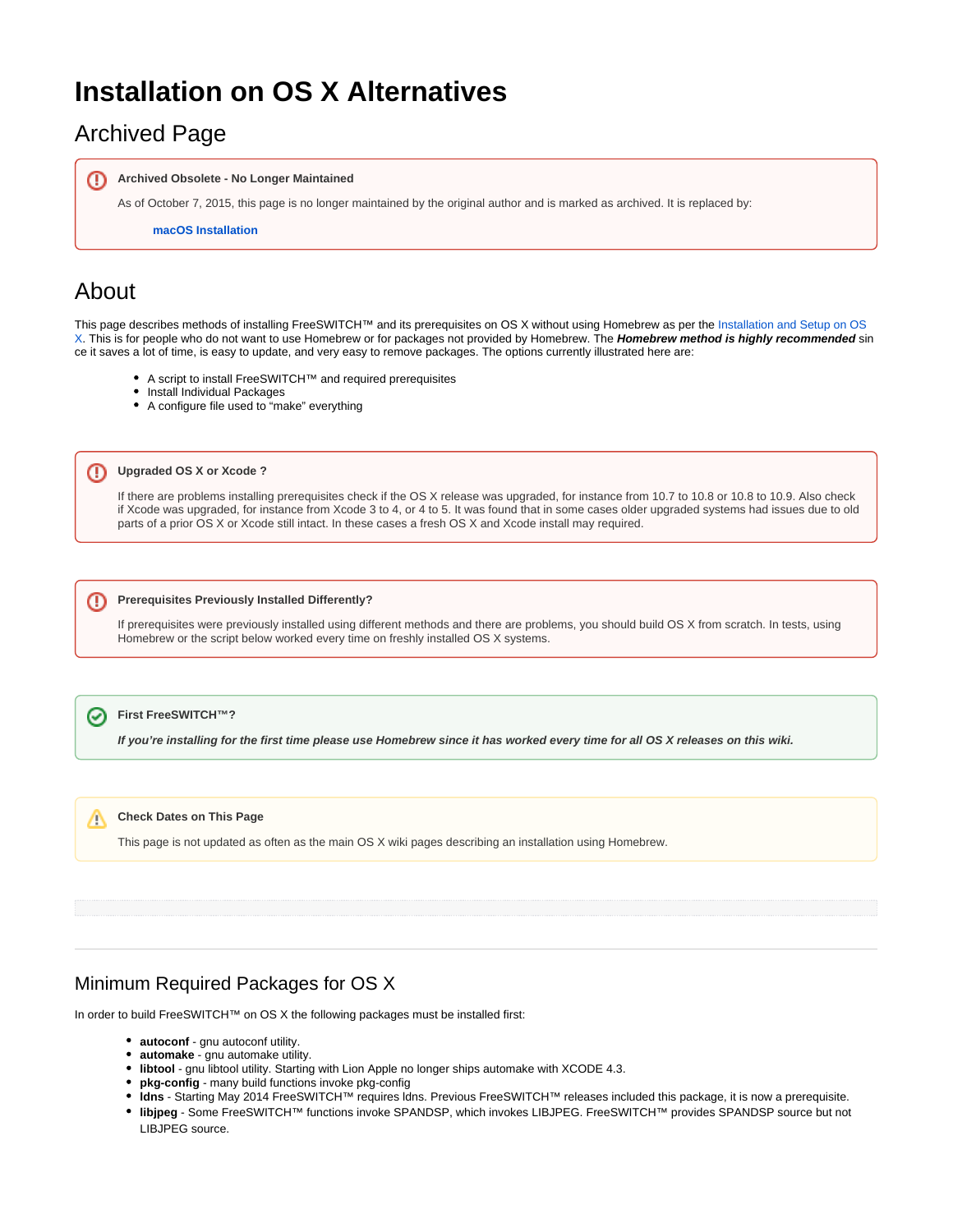# Installation on OS X Alternatives

## Archived Page

**Archived Obsolete - No Longer Maintained**

As of October 7, 2015, this page is no longer maintained by the original author and is marked as archived. It is replaced by:

**macOS Installation**

## About

This page describes methods of installing FreeSWITCH™ and its prerequisites on OS X without using Homebrew as per the Installation and Setup on OS X. This is for people who do not want to use Homebrew or for packages not provided by Homebrew. The ***Homebrew method is highly recommended*** since it saves a lot of time, is easy to update, and very easy to remove packages. The options currently illustrated here are:

- A script to install FreeSWITCH™ and required prerequisites
- Install Individual Packages
- A configure file used to "make" everything

**Upgraded OS X or Xcode ?**

If there are problems installing prerequisites check if the OS X release was upgraded, for instance from 10.7 to 10.8 or 10.8 to 10.9. Also check if Xcode was upgraded, for instance from Xcode 3 to 4, or 4 to 5. It was found that in some cases older upgraded systems had issues due to old parts of a prior OS X or Xcode still intact. In these cases a fresh OS X and Xcode install may required.

**Prerequisites Previously Installed Differently?**

If prerequisites were previously installed using different methods and there are problems, you should build OS X from scratch. In tests, using Homebrew or the script below worked every time on freshly installed OS X systems.

**First FreeSWITCH™?**

***If you're installing for the first time please use Homebrew since it has worked every time for all OS X releases on this wiki.***

**Check Dates on This Page**

This page is not updated as often as the main OS X wiki pages describing an installation using Homebrew.

---

## Minimum Required Packages for OS X

In order to build FreeSWITCH™ on OS X the following packages must be installed first:

- **autoconf** - gnu autoconf utility.
- **automake** - gnu automake utility.
- **libtool** - gnu libtool utility. Starting with Lion Apple no longer ships automake with XCODE 4.3.
- **pkg-config** - many build functions invoke pkg-config
- **ldns** - Starting May 2014 FreeSWITCH™ requires ldns. Previous FreeSWITCH™ releases included this package, it is now a prerequisite.
- **libjpeg** - Some FreeSWITCH™ functions invoke SPANDSP, which invokes LIBJPEG. FreeSWITCH™ provides SPANDSP source but not LIBJPEG source.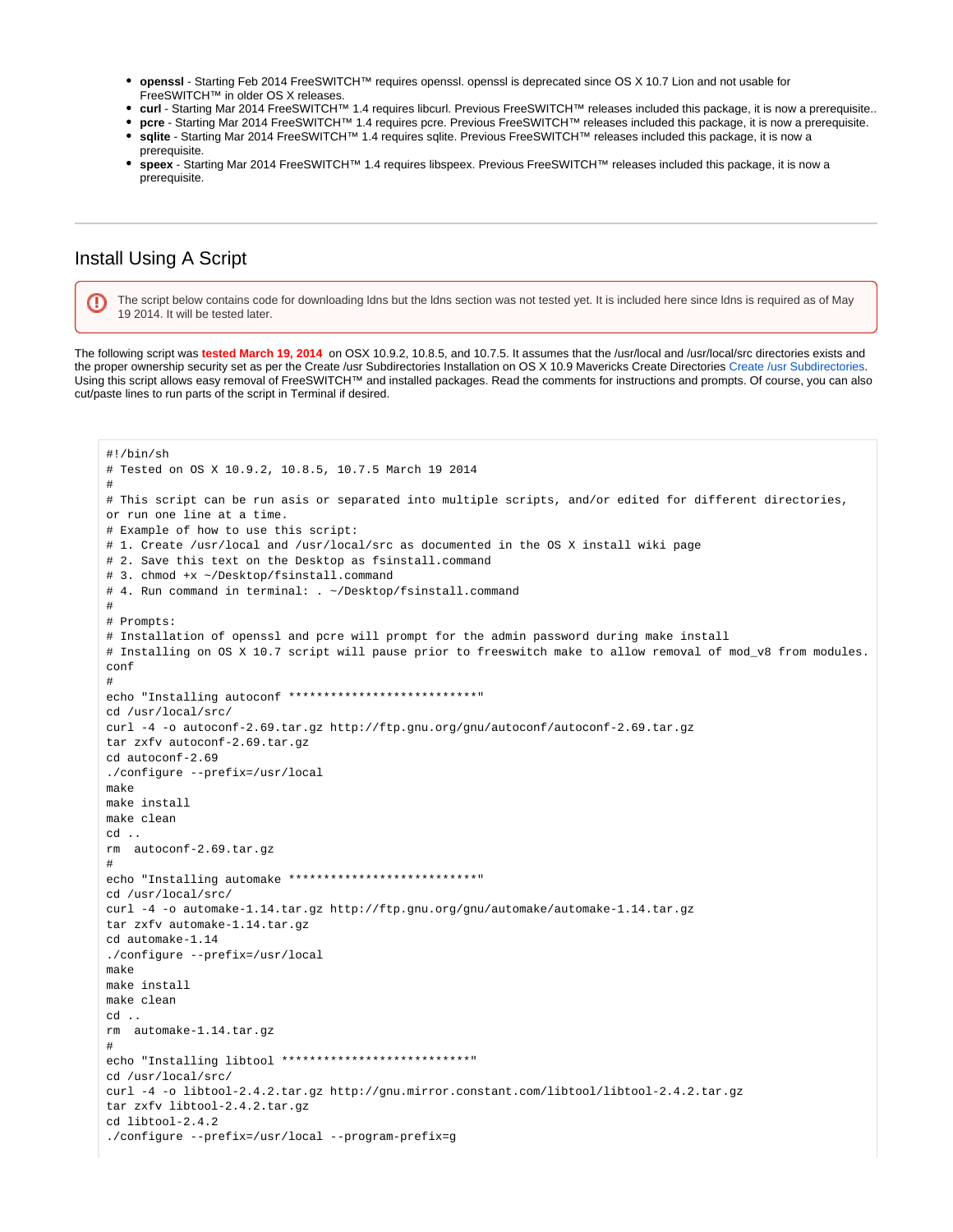- **openssl** - Starting Feb 2014 FreeSWITCH™ requires openssl. openssl is deprecated since OS X 10.7 Lion and not usable for FreeSWITCH™ in older OS X releases.
- **curl** - Starting Mar 2014 FreeSWITCH™ 1.4 requires libcurl. Previous FreeSWITCH™ releases included this package, it is now a prerequisite..
- **pcre** - Starting Mar 2014 FreeSWITCH™ 1.4 requires pcre. Previous FreeSWITCH™ releases included this package, it is now a prerequisite.
- **sqlite** - Starting Mar 2014 FreeSWITCH™ 1.4 requires sqlite. Previous FreeSWITCH™ releases included this package, it is now a prerequisite.
- **speex** - Starting Mar 2014 FreeSWITCH™ 1.4 requires libspeex. Previous FreeSWITCH™ releases included this package, it is now a prerequisite.

---

## Install Using A Script

> The script below contains code for downloading ldns but the ldns section was not tested yet. It is included here since ldns is required as of May 19 2014. It will be tested later.

The following script was **tested March 19, 2014** on OSX 10.9.2, 10.8.5, and 10.7.5. It assumes that the /usr/local and /usr/local/src directories exists and the proper ownership security set as per the Create /usr Subdirectories Installation on OS X 10.9 Mavericks Create Directories Create /usr Subdirectories. Using this script allows easy removal of FreeSWITCH™ and installed packages. Read the comments for instructions and prompts. Of course, you can also cut/paste lines to run parts of the script in Terminal if desired.

```
#!/bin/sh
# Tested on OS X 10.9.2, 10.8.5, 10.7.5 March 19 2014
#
# This script can be run asis or separated into multiple scripts, and/or edited for different directories,
or run one line at a time.
# Example of how to use this script:
# 1. Create /usr/local and /usr/local/src as documented in the OS X install wiki page
# 2. Save this text on the Desktop as fsinstall.command
# 3. chmod +x ~/Desktop/fsinstall.command
# 4. Run command in terminal: . ~/Desktop/fsinstall.command
#
# Prompts:
# Installation of openssl and pcre will prompt for the admin password during make install
# Installing on OS X 10.7 script will pause prior to freeswitch make to allow removal of mod_v8 from modules.
conf
#
echo "Installing autoconf ***************************"
cd /usr/local/src/
curl -4 -o autoconf-2.69.tar.gz http://ftp.gnu.org/gnu/autoconf/autoconf-2.69.tar.gz
tar zxfv autoconf-2.69.tar.gz
cd autoconf-2.69
./configure --prefix=/usr/local
make
make install
make clean
cd ..
rm  autoconf-2.69.tar.gz
#
echo "Installing automake ***************************"
cd /usr/local/src/
curl -4 -o automake-1.14.tar.gz http://ftp.gnu.org/gnu/automake/automake-1.14.tar.gz
tar zxfv automake-1.14.tar.gz
cd automake-1.14
./configure --prefix=/usr/local
make
make install
make clean
cd ..
rm  automake-1.14.tar.gz
#
echo "Installing libtool ***************************"
cd /usr/local/src/
curl -4 -o libtool-2.4.2.tar.gz http://gnu.mirror.constant.com/libtool/libtool-2.4.2.tar.gz
tar zxfv libtool-2.4.2.tar.gz
cd libtool-2.4.2
./configure --prefix=/usr/local --program-prefix=g
```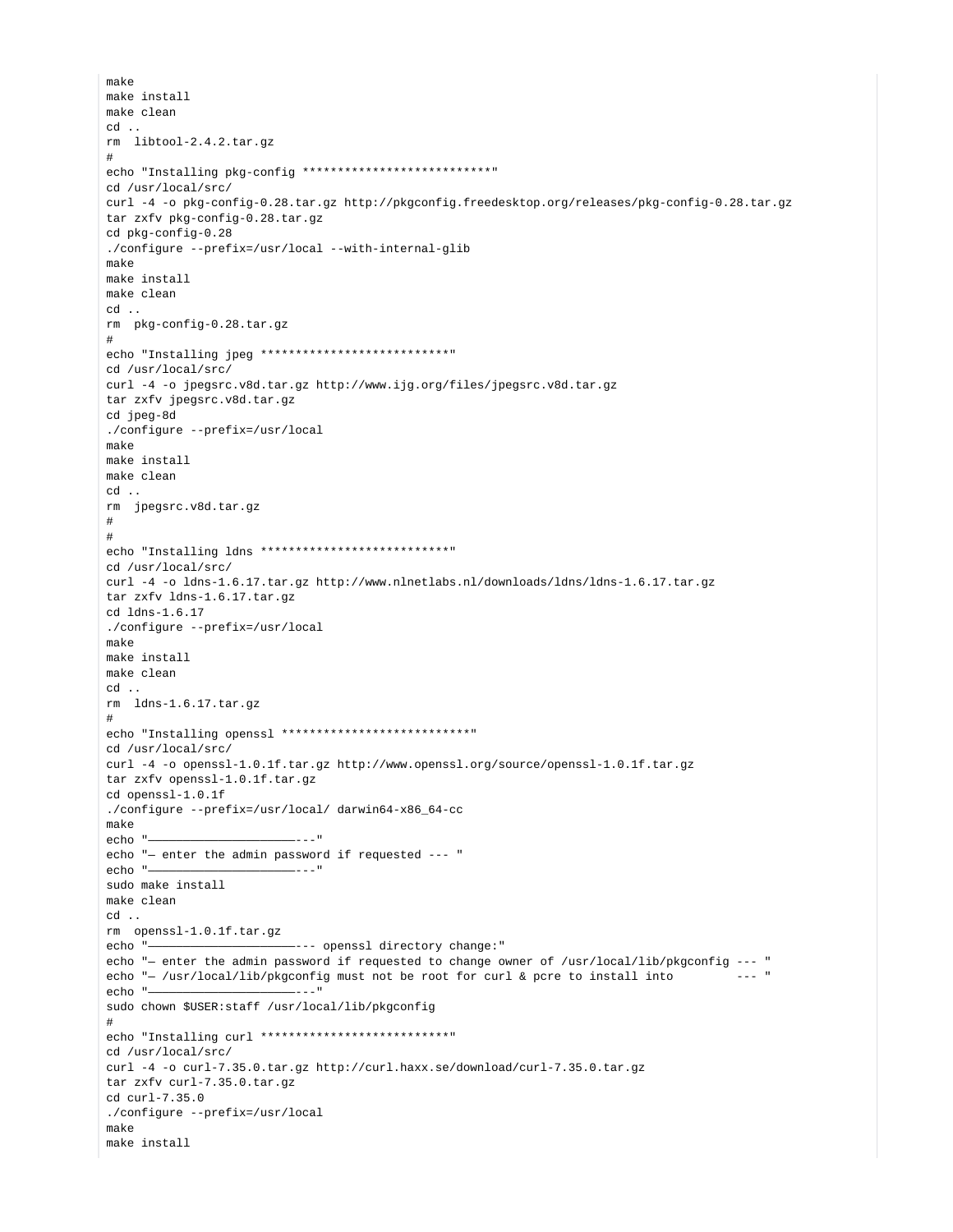```
make
make install
make clean
cd ..
rm  libtool-2.4.2.tar.gz
#
echo "Installing pkg-config ***************************"
cd /usr/local/src/
curl -4 -o pkg-config-0.28.tar.gz http://pkgconfig.freedesktop.org/releases/pkg-config-0.28.tar.gz
tar zxfv pkg-config-0.28.tar.gz
cd pkg-config-0.28
./configure --prefix=/usr/local --with-internal-glib
make
make install
make clean
cd ..
rm  pkg-config-0.28.tar.gz
#
echo "Installing jpeg ***************************"
cd /usr/local/src/
curl -4 -o jpegsrc.v8d.tar.gz http://www.ijg.org/files/jpegsrc.v8d.tar.gz
tar zxfv jpegsrc.v8d.tar.gz
cd jpeg-8d
./configure --prefix=/usr/local
make
make install
make clean
cd ..
rm  jpegsrc.v8d.tar.gz
#
#
echo "Installing ldns ***************************"
cd /usr/local/src/
curl -4 -o ldns-1.6.17.tar.gz http://www.nlnetlabs.nl/downloads/ldns/ldns-1.6.17.tar.gz
tar zxfv ldns-1.6.17.tar.gz
cd ldns-1.6.17
./configure --prefix=/usr/local
make
make install
make clean
cd ..
rm  ldns-1.6.17.tar.gz
#
echo "Installing openssl ***************************"
cd /usr/local/src/
curl -4 -o openssl-1.0.1f.tar.gz http://www.openssl.org/source/openssl-1.0.1f.tar.gz
tar zxfv openssl-1.0.1f.tar.gz
cd openssl-1.0.1f
./configure --prefix=/usr/local/ darwin64-x86_64-cc
make
echo "———————————————————————---"
echo "— enter the admin password if requested --- "
echo "———————————————————————---"
sudo make install
make clean
cd ..
rm  openssl-1.0.1f.tar.gz
echo "———————————————————————--- openssl directory change:"
echo "— enter the admin password if requested to change owner of /usr/local/lib/pkgconfig --- "
echo "— /usr/local/lib/pkgconfig must not be root for curl & pcre to install into         --- "
echo "———————————————————————---"
sudo chown $USER:staff /usr/local/lib/pkgconfig
#
echo "Installing curl ***************************"
cd /usr/local/src/
curl -4 -o curl-7.35.0.tar.gz http://curl.haxx.se/download/curl-7.35.0.tar.gz
tar zxfv curl-7.35.0.tar.gz
cd curl-7.35.0
./configure --prefix=/usr/local
make
make install
```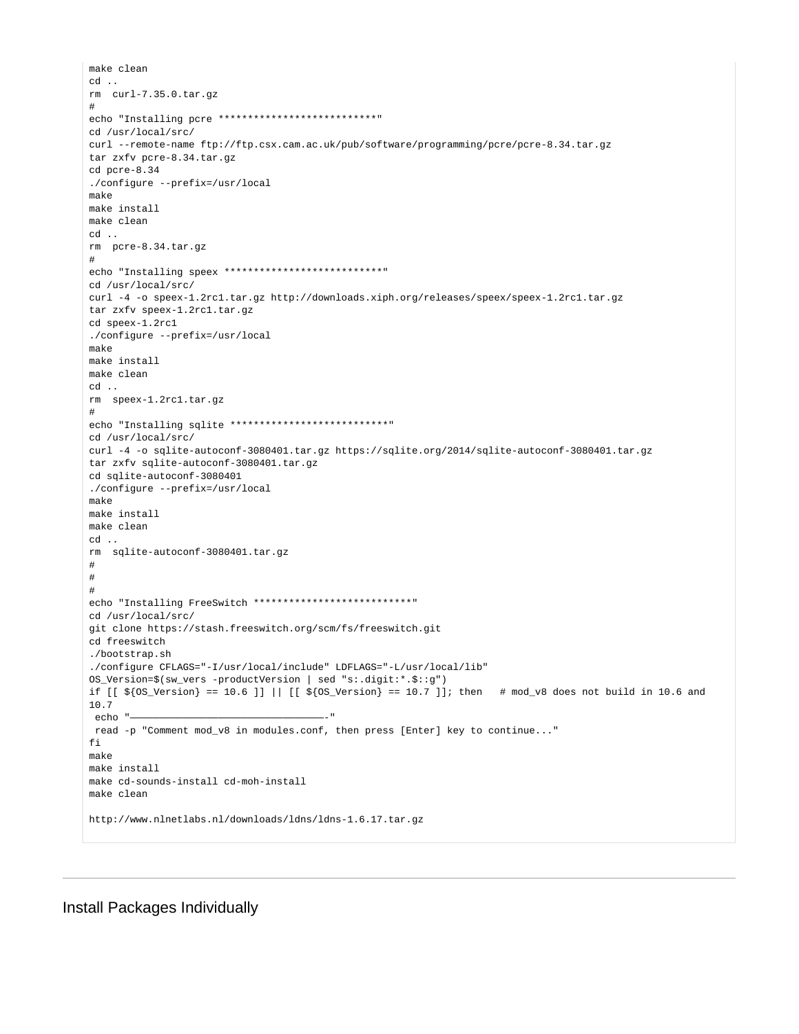```
make clean
cd ..
rm  curl-7.35.0.tar.gz
#
echo "Installing pcre ****************************"
cd /usr/local/src/
curl --remote-name ftp://ftp.csx.cam.ac.uk/pub/software/programming/pcre/pcre-8.34.tar.gz
tar zxfv pcre-8.34.tar.gz
cd pcre-8.34
./configure --prefix=/usr/local
make
make install
make clean
cd ..
rm  pcre-8.34.tar.gz
#
echo "Installing speex ****************************"
cd /usr/local/src/
curl -4 -o speex-1.2rc1.tar.gz http://downloads.xiph.org/releases/speex/speex-1.2rc1.tar.gz
tar zxfv speex-1.2rc1.tar.gz
cd speex-1.2rc1
./configure --prefix=/usr/local
make
make install
make clean
cd ..
rm  speex-1.2rc1.tar.gz
#
echo "Installing sqlite ****************************"
cd /usr/local/src/
curl -4 -o sqlite-autoconf-3080401.tar.gz https://sqlite.org/2014/sqlite-autoconf-3080401.tar.gz
tar zxfv sqlite-autoconf-3080401.tar.gz
cd sqlite-autoconf-3080401
./configure --prefix=/usr/local
make
make install
make clean
cd ..
rm  sqlite-autoconf-3080401.tar.gz
#
#
#
echo "Installing FreeSwitch ****************************"
cd /usr/local/src/
git clone https://stash.freeswitch.org/scm/fs/freeswitch.git
cd freeswitch
./bootstrap.sh
./configure CFLAGS="-I/usr/local/include" LDFLAGS="-L/usr/local/lib"
OS_Version=$(sw_vers -productVersion | sed "s:.digit:*.$::g")
if [[ ${OS_Version} == 10.6 ]] || [[ ${OS_Version} == 10.7 ]]; then   # mod_v8 does not build in 10.6 and 10.7
 echo "————————————————————————————————————-"
 read -p "Comment mod_v8 in modules.conf, then press [Enter] key to continue..."
fi
make
make install
make cd-sounds-install cd-moh-install
make clean

http://www.nlnetlabs.nl/downloads/ldns/ldns-1.6.17.tar.gz
```

---

## Install Packages Individually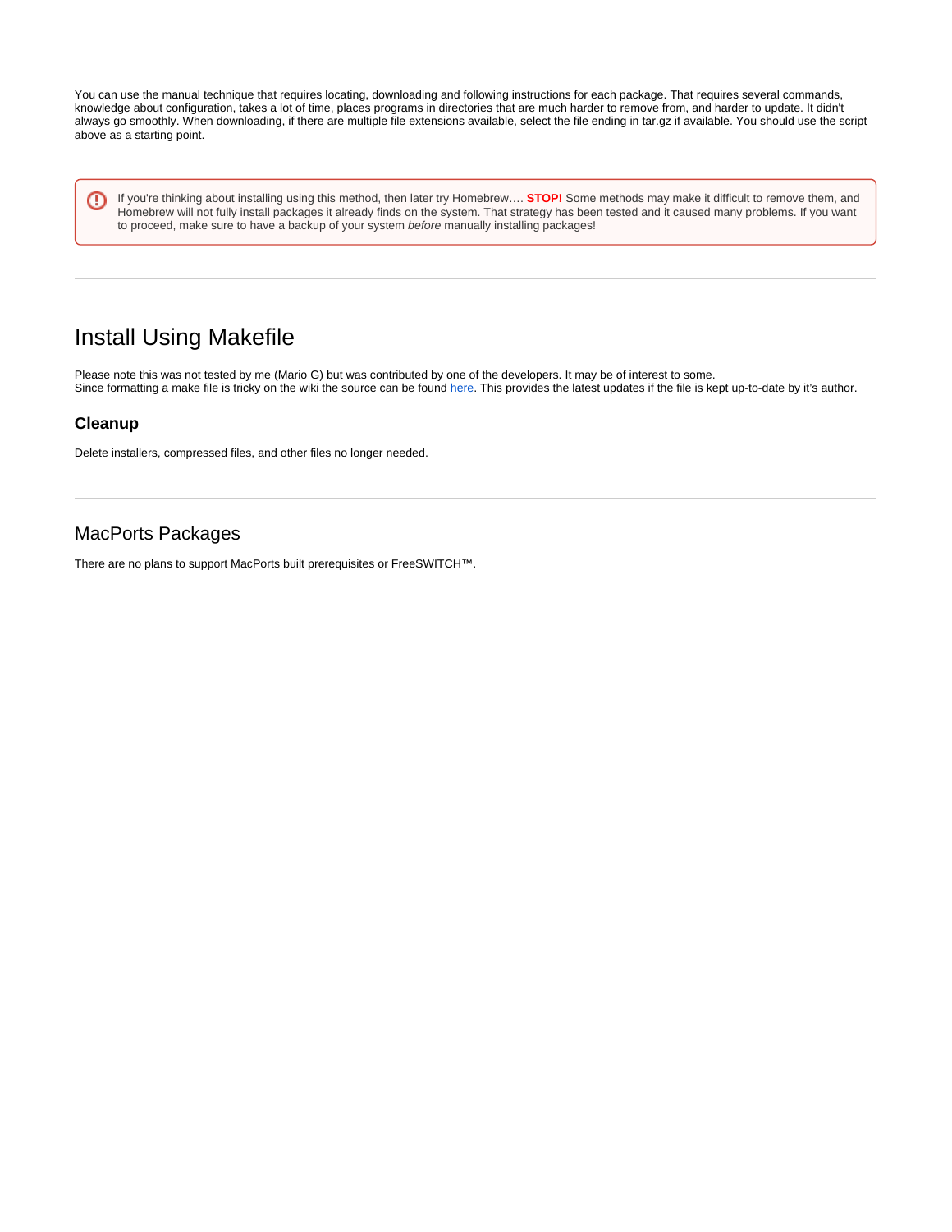You can use the manual technique that requires locating, downloading and following instructions for each package. That requires several commands, knowledge about configuration, takes a lot of time, places programs in directories that are much harder to remove from, and harder to update. It didn't always go smoothly. When downloading, if there are multiple file extensions available, select the file ending in tar.gz if available. You should use the script above as a starting point.

> If you're thinking about installing using this method, then later try Homebrew…. **STOP!** Some methods may make it difficult to remove them, and Homebrew will not fully install packages it already finds on the system. That strategy has been tested and it caused many problems. If you want to proceed, make sure to have a backup of your system *before* manually installing packages!

---

# Install Using Makefile

Please note this was not tested by me (Mario G) but was contributed by one of the developers. It may be of interest to some.
Since formatting a make file is tricky on the wiki the source can be found here. This provides the latest updates if the file is kept up-to-date by it's author.

### Cleanup

Delete installers, compressed files, and other files no longer needed.

---

## MacPorts Packages

There are no plans to support MacPorts built prerequisites or FreeSWITCH™.